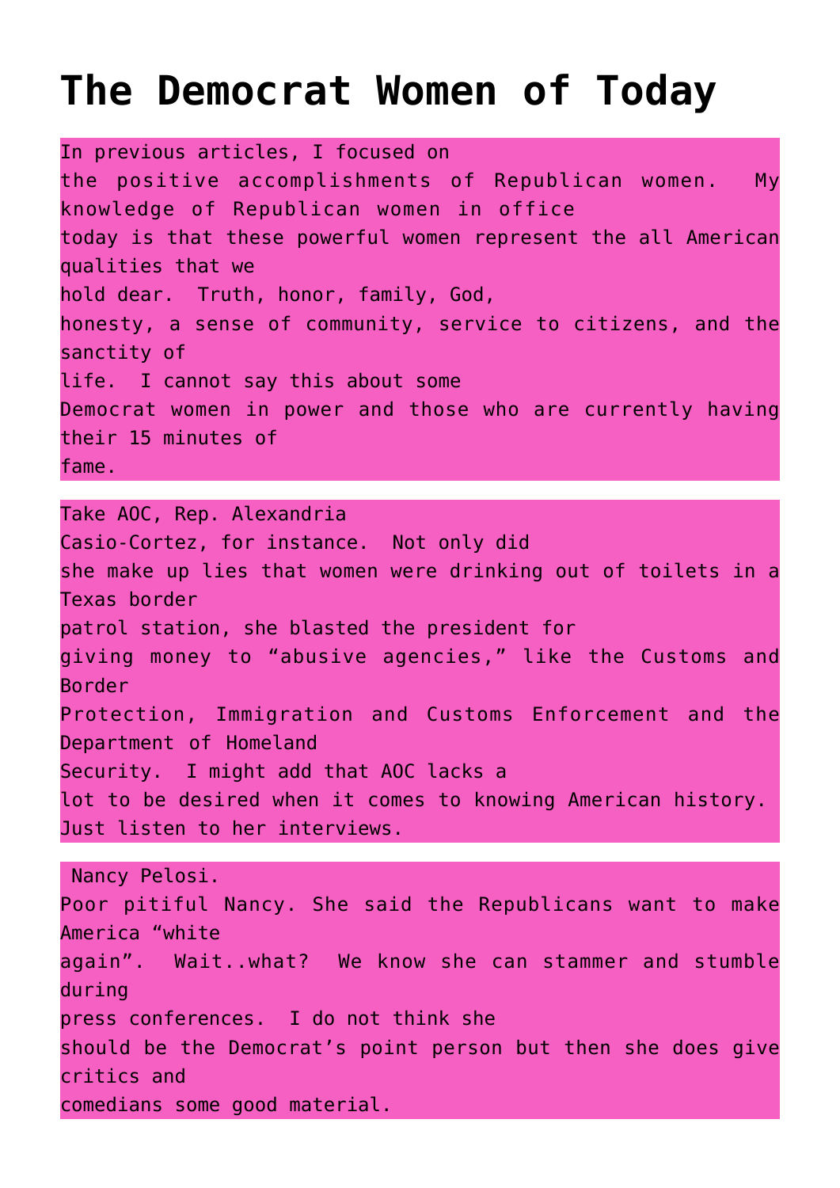# The Democrat Women of Today

In previous articles, I focused on the positive accomplishments of Republican women. My knowledge of Republican women in office today is that these powerful women represent the all American qualities that we hold dear. Truth, honor, family, God, honesty, a sense of community, service to citizens, and the sanctity of life. I cannot say this about some Democrat women in power and those who are currently having their 15 minutes of fame.

Take AOC, Rep. Alexandria Casio-Cortez, for instance. Not only did she make up lies that women were drinking out of toilets in a Texas border patrol station, she blasted the president for giving money to "abusive agencies," like the Customs and Border Protection, Immigration and Customs Enforcement and the Department of Homeland Security. I might add that AOC lacks a lot to be desired when it comes to knowing American history. Just listen to her interviews.

Nancy Pelosi. Poor pitiful Nancy. She said the Republicans want to make America "white again". Wait..what? We know she can stammer and stumble during press conferences. I do not think she should be the Democrat's point person but then she does give critics and comedians some good material.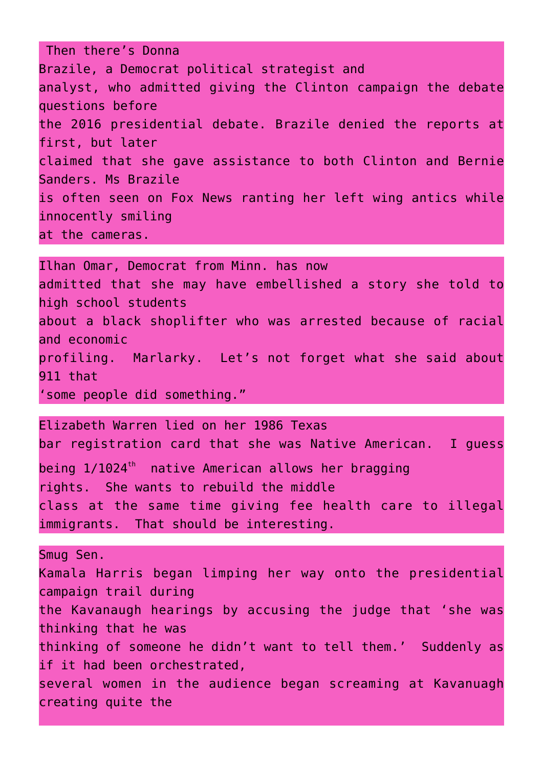Then there's Donna Brazile, a Democrat political strategist and analyst, who admitted giving the Clinton campaign the debate questions before the 2016 presidential debate. Brazile denied the reports at first, but later claimed that she gave assistance to both Clinton and Bernie Sanders. Ms Brazile is often seen on Fox News ranting her left wing antics while innocently smiling at the cameras.

Ilhan Omar, Democrat from Minn. has now admitted that she may have embellished a story she told to high school students about a black shoplifter who was arrested because of racial and economic profiling.  Marlarky.  Let's not forget what she said about 911 that 'some people did something."

Elizabeth Warren lied on her 1986 Texas bar registration card that she was Native American.  I guess being 1/1024th  native American allows her bragging rights.  She wants to rebuild the middle class at the same time giving fee health care to illegal immigrants.  That should be interesting.

Smug Sen. Kamala Harris began limping her way onto the presidential campaign trail during the Kavanaugh hearings by accusing the judge that 'she was thinking that he was thinking of someone he didn't want to tell them.'  Suddenly as if it had been orchestrated, several women in the audience began screaming at Kavanuagh creating quite the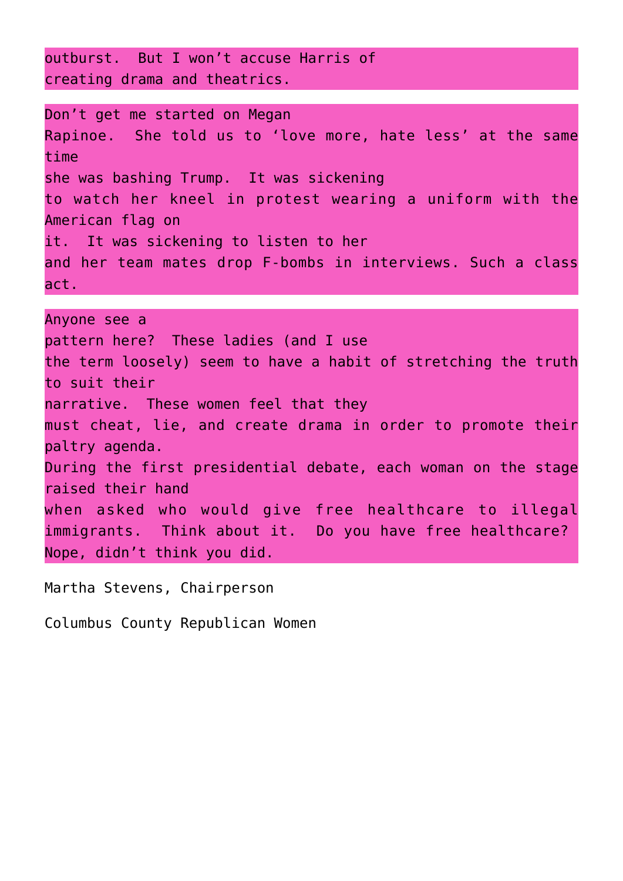outburst. But I won’t accuse Harris of creating drama and theatrics.

Don’t get me started on Megan Rapinoe. She told us to ‘love more, hate less’ at the same time she was bashing Trump. It was sickening to watch her kneel in protest wearing a uniform with the American flag on it. It was sickening to listen to her and her team mates drop F-bombs in interviews. Such a class act.

Anyone see a pattern here? These ladies (and I use the term loosely) seem to have a habit of stretching the truth to suit their narrative. These women feel that they must cheat, lie, and create drama in order to promote their paltry agenda. During the first presidential debate, each woman on the stage raised their hand when asked who would give free healthcare to illegal immigrants. Think about it. Do you have free healthcare? Nope, didn’t think you did.

Martha Stevens, Chairperson

Columbus County Republican Women